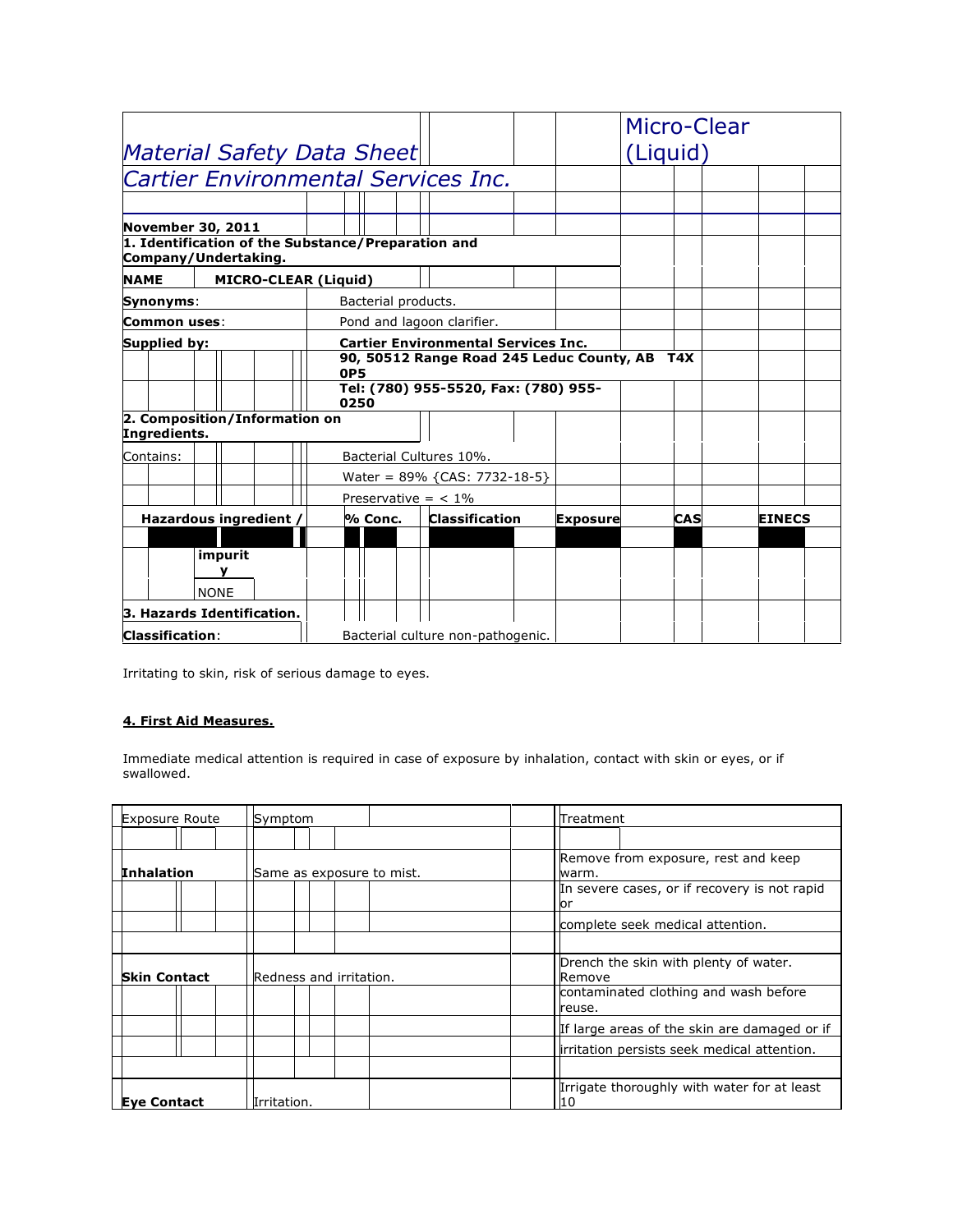# Material Safety Data Sheet

## Micro-Clear (Liquid)

## Cartier Environmental Services Inc.

**November 30, 2011**

### 1. Identification of the Substance/Preparation and Company/Undertaking.

| | |
|---|---|
| **NAME** | **MICRO-CLEAR (Liquid)** |
| **Synonyms**: | Bacterial products. |
| **Common uses**: | Pond and lagoon clarifier. |
| **Supplied by:** | **Cartier Environmental Services Inc.** |
| | **90, 50512 Range Road 245 Leduc County, AB T4X 0P5** |
| | **Tel: (780) 955-5520, Fax: (780) 955-0250** |

### 2. Composition/Information on Ingredients.

| | |
|---|---|
| Contains: | Bacterial Cultures 10%. |
| | Water = 89% {CAS: 7732-18-5} |
| | Preservative = < 1% |

| Hazardous ingredient / impurity | % Conc. | Classification | Exposure | CAS | EINECS |
|---|---|---|---|---|---|
| NONE | | | | | |

### 3. Hazards Identification.

**Classification**: Bacterial culture non-pathogenic.

Irritating to skin, risk of serious damage to eyes.

### 4. First Aid Measures.

Immediate medical attention is required in case of exposure by inhalation, contact with skin or eyes, or if swallowed.

| Exposure Route | Symptom | Treatment |
|---|---|---|
| **Inhalation** | Same as exposure to mist. | Remove from exposure, rest and keep warm. In severe cases, or if recovery is not rapid or complete seek medical attention. |
| **Skin Contact** | Redness and irritation. | Drench the skin with plenty of water. Remove contaminated clothing and wash before reuse. If large areas of the skin are damaged or if irritation persists seek medical attention. |
| **Eye Contact** | Irritation. | Irrigate thoroughly with water for at least 10 |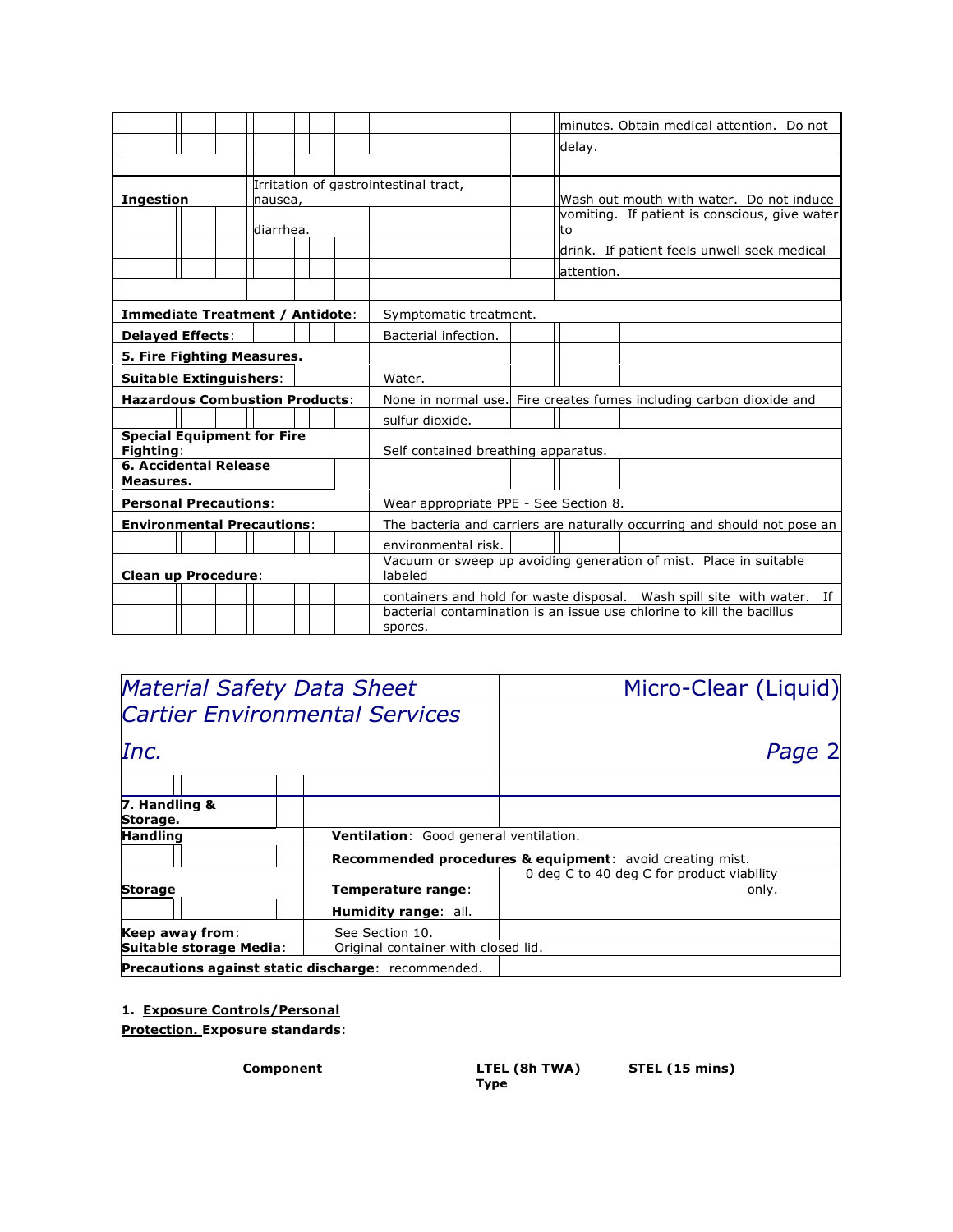| | | |
|---|---|---|
| | | minutes. Obtain medical attention. Do not delay. |
| **Ingestion** | Irritation of gastrointestinal tract, nausea, diarrhea. | Wash out mouth with water. Do not induce vomiting. If patient is conscious, give water to drink. If patient feels unwell seek medical attention. |

| | |
|---|---|
| **Immediate Treatment / Antidote**: | Symptomatic treatment. |
| **Delayed Effects**: | Bacterial infection. |
| **5. Fire Fighting Measures.** | |
| **Suitable Extinguishers**: | Water. |
| **Hazardous Combustion Products**: | None in normal use. Fire creates fumes including carbon dioxide and sulfur dioxide. |
| **Special Equipment for Fire Fighting**: | Self contained breathing apparatus. |
| **6. Accidental Release Measures.** | |
| **Personal Precautions**: | Wear appropriate PPE - See Section 8. |
| **Environmental Precautions**: | The bacteria and carriers are naturally occurring and should not pose an environmental risk. |
| **Clean up Procedure**: | Vacuum or sweep up avoiding generation of mist. Place in suitable labeled containers and hold for waste disposal. Wash spill site with water. If bacterial contamination is an issue use chlorine to kill the bacillus spores. |

| *Material Safety Data Sheet* | Micro-Clear (Liquid) |
|---|---|
| *Cartier Environmental Services Inc.* | *Page 2* |

| | | |
|---|---|---|
| **7. Handling & Storage.** | | |
| **Handling** | **Ventilation**: Good general ventilation. | |
| | **Recommended procedures & equipment**: avoid creating mist. | |
| **Storage** | **Temperature range**: | 0 deg C to 40 deg C for product viability only. |
| | **Humidity range**: all. | |
| **Keep away from**: | See Section 10. | |
| **Suitable storage Media**: | Original container with closed lid. | |
| **Precautions against static discharge**: recommended. | | |

1. **<u>Exposure Controls/Personal Protection.</u> Exposure standards**:

| Component | LTEL (8h TWA) Type | STEL (15 mins) |
|---|---|---|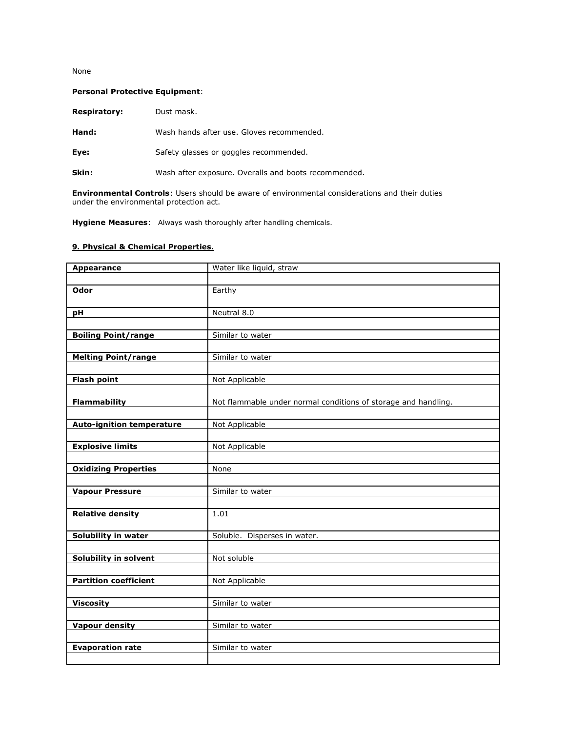None

**Personal Protective Equipment**:

**Respiratory:** Dust mask.

**Hand:** Wash hands after use. Gloves recommended.

**Eye:** Safety glasses or goggles recommended.

**Skin:** Wash after exposure. Overalls and boots recommended.

**Environmental Controls**: Users should be aware of environmental considerations and their duties under the environmental protection act.

**Hygiene Measures**: Always wash thoroughly after handling chemicals.

## 9. Physical & Chemical Properties.

| | |
|---|---|
| **Appearance** | Water like liquid, straw |
| **Odor** | Earthy |
| **pH** | Neutral 8.0 |
| **Boiling Point/range** | Similar to water |
| **Melting Point/range** | Similar to water |
| **Flash point** | Not Applicable |
| **Flammability** | Not flammable under normal conditions of storage and handling. |
| **Auto-ignition temperature** | Not Applicable |
| **Explosive limits** | Not Applicable |
| **Oxidizing Properties** | None |
| **Vapour Pressure** | Similar to water |
| **Relative density** | 1.01 |
| **Solubility in water** | Soluble. Disperses in water. |
| **Solubility in solvent** | Not soluble |
| **Partition coefficient** | Not Applicable |
| **Viscosity** | Similar to water |
| **Vapour density** | Similar to water |
| **Evaporation rate** | Similar to water |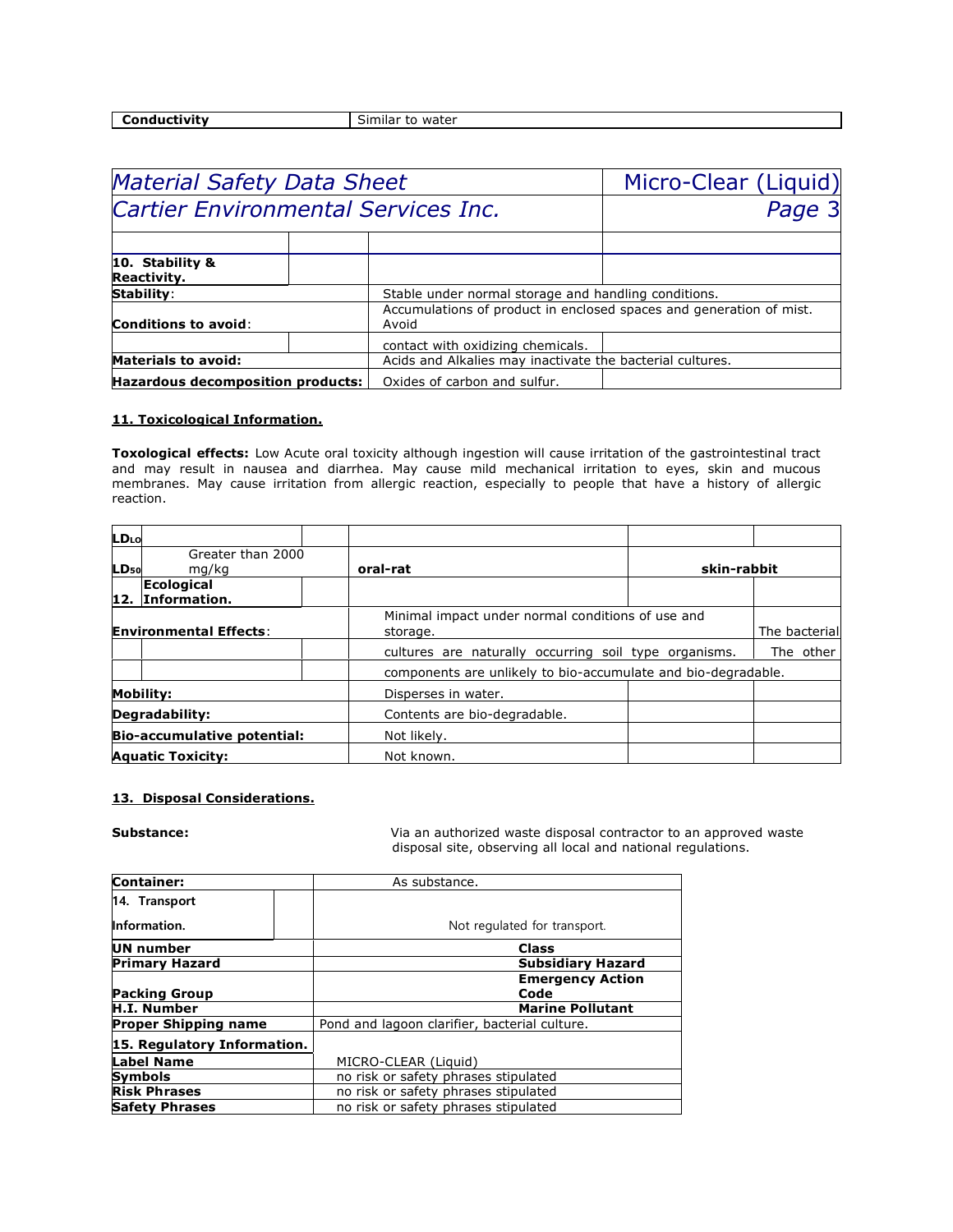| Conductivity | Similar to water |
|---|---|

| *Material Safety Data Sheet* | Micro-Clear (Liquid) |
|---|---|
| *Cartier Environmental Services Inc.* | *Page 3* |

| | |
|---|---|
| **10. Stability & Reactivity.** | |
| **Stability**: | Stable under normal storage and handling conditions. |
| **Conditions to avoid**: | Accumulations of product in enclosed spaces and generation of mist. Avoid contact with oxidizing chemicals. |
| **Materials to avoid:** | Acids and Alkalies may inactivate the bacterial cultures. |
| **Hazardous decomposition products:** | Oxides of carbon and sulfur. |

**11. Toxicological Information.**

**Toxological effects:** Low Acute oral toxicity although ingestion will cause irritation of the gastrointestinal tract and may result in nausea and diarrhea. May cause mild mechanical irritation to eyes, skin and mucous membranes. May cause irritation from allergic reaction, especially to people that have a history of allergic reaction.

| | | | |
|---|---|---|---|
| $LD_{LO}$ | | | |
| $LD_{50}$ | Greater than 2000 mg/kg | **oral-rat** | **skin-rabbit** |

**12. Ecological Information.**

| | |
|---|---|
| **Environmental Effects**: | Minimal impact under normal conditions of use and storage. The bacterial cultures are naturally occurring soil type organisms. The other components are unlikely to bio-accumulate and bio-degradable. |
| **Mobility:** | Disperses in water. |
| **Degradability:** | Contents are bio-degradable. |
| **Bio-accumulative potential:** | Not likely. |
| **Aquatic Toxicity:** | Not known. |

**13. Disposal Considerations.**

**Substance:** Via an authorized waste disposal contractor to an approved waste disposal site, observing all local and national regulations.

| | |
|---|---|
| **Container:** | As substance. |
| **14. Transport Information.** | Not regulated for transport. |
| **UN number** | **Class** |
| **Primary Hazard** | **Subsidiary Hazard** |
| **Packing Group** | **Emergency Action Code** |
| **H.I. Number** | **Marine Pollutant** |
| **Proper Shipping name** | Pond and lagoon clarifier, bacterial culture. |
| **15. Regulatory Information.** | |
| **Label Name** | MICRO-CLEAR (Liquid) |
| **Symbols** | no risk or safety phrases stipulated |
| **Risk Phrases** | no risk or safety phrases stipulated |
| **Safety Phrases** | no risk or safety phrases stipulated |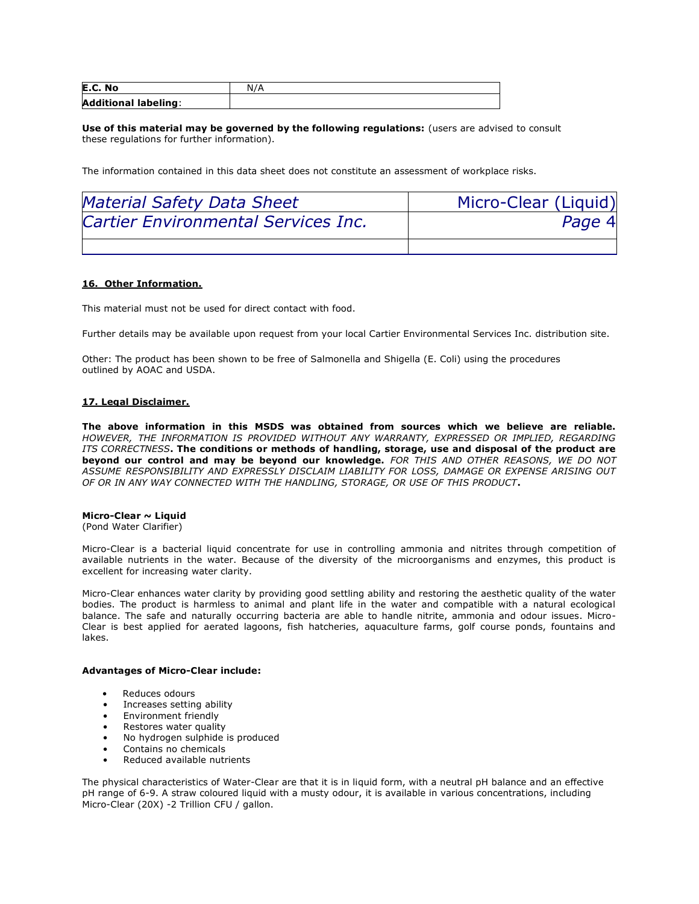| | |
|---|---|
| **E.C. No** | N/A |
| **Additional labeling**: | |

**Use of this material may be governed by the following regulations:** (users are advised to consult these regulations for further information).

The information contained in this data sheet does not constitute an assessment of workplace risks.

## 16. Other Information.

This material must not be used for direct contact with food.

Further details may be available upon request from your local Cartier Environmental Services Inc. distribution site.

Other: The product has been shown to be free of Salmonella and Shigella (E. Coli) using the procedures outlined by AOAC and USDA.

## 17. Legal Disclaimer.

**The above information in this MSDS was obtained from sources which we believe are reliable.** *HOWEVER, THE INFORMATION IS PROVIDED WITHOUT ANY WARRANTY, EXPRESSED OR IMPLIED, REGARDING ITS CORRECTNESS*. **The conditions or methods of handling, storage, use and disposal of the product are beyond our control and may be beyond our knowledge.** *FOR THIS AND OTHER REASONS, WE DO NOT ASSUME RESPONSIBILITY AND EXPRESSLY DISCLAIM LIABILITY FOR LOSS, DAMAGE OR EXPENSE ARISING OUT OF OR IN ANY WAY CONNECTED WITH THE HANDLING, STORAGE, OR USE OF THIS PRODUCT*.

**Micro-Clear ~ Liquid**
(Pond Water Clarifier)

Micro-Clear is a bacterial liquid concentrate for use in controlling ammonia and nitrites through competition of available nutrients in the water. Because of the diversity of the microorganisms and enzymes, this product is excellent for increasing water clarity.

Micro-Clear enhances water clarity by providing good settling ability and restoring the aesthetic quality of the water bodies. The product is harmless to animal and plant life in the water and compatible with a natural ecological balance. The safe and naturally occurring bacteria are able to handle nitrite, ammonia and odour issues. Micro-Clear is best applied for aerated lagoons, fish hatcheries, aquaculture farms, golf course ponds, fountains and lakes.

**Advantages of Micro-Clear include:**

- Reduces odours
- Increases setting ability
- Environment friendly
- Restores water quality
- No hydrogen sulphide is produced
- Contains no chemicals
- Reduced available nutrients

The physical characteristics of Water-Clear are that it is in liquid form, with a neutral pH balance and an effective pH range of 6-9. A straw coloured liquid with a musty odour, it is available in various concentrations, including Micro-Clear (20X) -2 Trillion CFU / gallon.